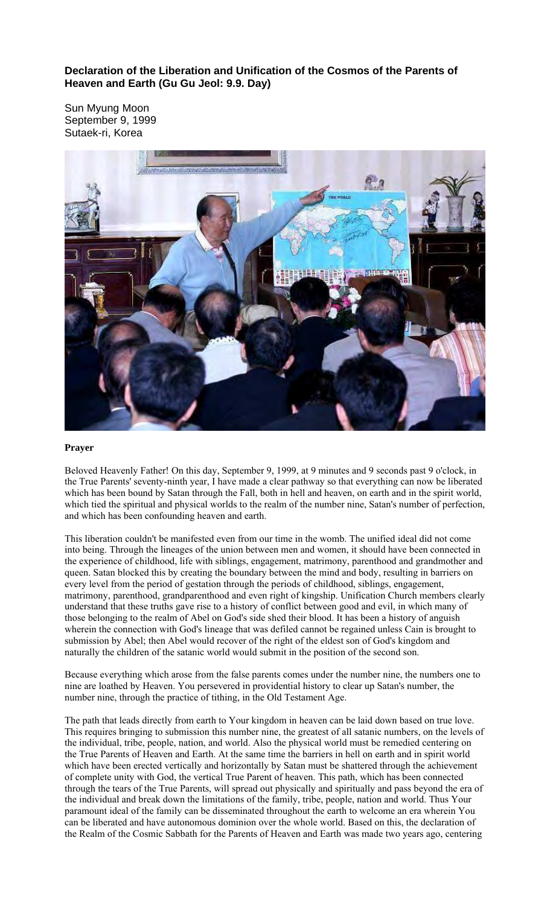**Declaration of the Liberation and Unification of the Cosmos of the Parents of Heaven and Earth (Gu Gu Jeol: 9.9. Day)**

Sun Myung Moon
September 9, 1999
Sutaek-ri, Korea

**Prayer**

Beloved Heavenly Father! On this day, September 9, 1999, at 9 minutes and 9 seconds past 9 o'clock, in the True Parents' seventy-ninth year, I have made a clear pathway so that everything can now be liberated which has been bound by Satan through the Fall, both in hell and heaven, on earth and in the spirit world, which tied the spiritual and physical worlds to the realm of the number nine, Satan's number of perfection, and which has been confounding heaven and earth.

This liberation couldn't be manifested even from our time in the womb. The unified ideal did not come into being. Through the lineages of the union between men and women, it should have been connected in the experience of childhood, life with siblings, engagement, matrimony, parenthood and grandmother and queen. Satan blocked this by creating the boundary between the mind and body, resulting in barriers on every level from the period of gestation through the periods of childhood, siblings, engagement, matrimony, parenthood, grandparenthood and even right of kingship. Unification Church members clearly understand that these truths gave rise to a history of conflict between good and evil, in which many of those belonging to the realm of Abel on God's side shed their blood. It has been a history of anguish wherein the connection with God's lineage that was defiled cannot be regained unless Cain is brought to submission by Abel; then Abel would recover of the right of the eldest son of God's kingdom and naturally the children of the satanic world would submit in the position of the second son.

Because everything which arose from the false parents comes under the number nine, the numbers one to nine are loathed by Heaven. You persevered in providential history to clear up Satan's number, the number nine, through the practice of tithing, in the Old Testament Age.

The path that leads directly from earth to Your kingdom in heaven can be laid down based on true love. This requires bringing to submission this number nine, the greatest of all satanic numbers, on the levels of the individual, tribe, people, nation, and world. Also the physical world must be remedied centering on the True Parents of Heaven and Earth. At the same time the barriers in hell on earth and in spirit world which have been erected vertically and horizontally by Satan must be shattered through the achievement of complete unity with God, the vertical True Parent of heaven. This path, which has been connected through the tears of the True Parents, will spread out physically and spiritually and pass beyond the era of the individual and break down the limitations of the family, tribe, people, nation and world. Thus Your paramount ideal of the family can be disseminated throughout the earth to welcome an era wherein You can be liberated and have autonomous dominion over the whole world. Based on this, the declaration of the Realm of the Cosmic Sabbath for the Parents of Heaven and Earth was made two years ago, centering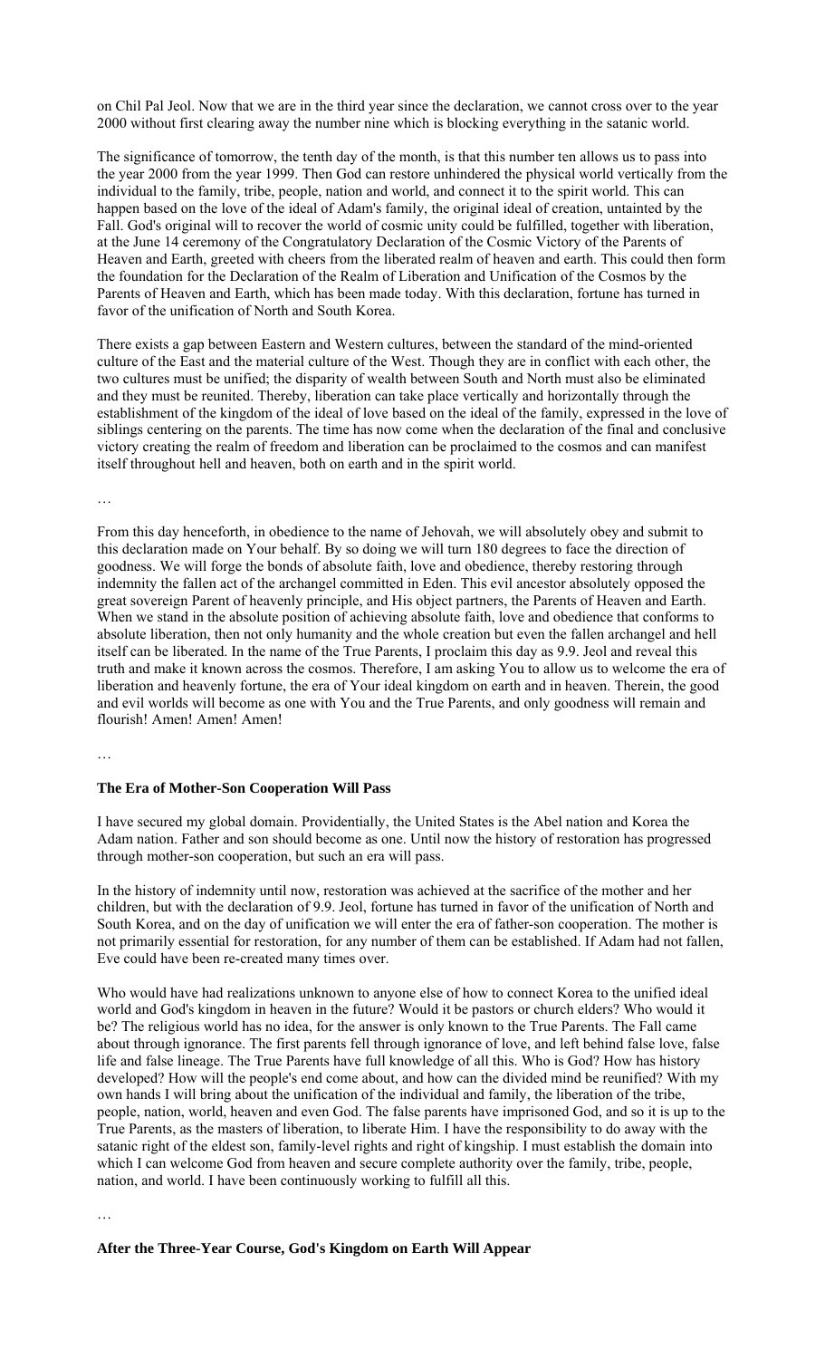on Chil Pal Jeol. Now that we are in the third year since the declaration, we cannot cross over to the year 2000 without first clearing away the number nine which is blocking everything in the satanic world.

The significance of tomorrow, the tenth day of the month, is that this number ten allows us to pass into the year 2000 from the year 1999. Then God can restore unhindered the physical world vertically from the individual to the family, tribe, people, nation and world, and connect it to the spirit world. This can happen based on the love of the ideal of Adam's family, the original ideal of creation, untainted by the Fall. God's original will to recover the world of cosmic unity could be fulfilled, together with liberation, at the June 14 ceremony of the Congratulatory Declaration of the Cosmic Victory of the Parents of Heaven and Earth, greeted with cheers from the liberated realm of heaven and earth. This could then form the foundation for the Declaration of the Realm of Liberation and Unification of the Cosmos by the Parents of Heaven and Earth, which has been made today. With this declaration, fortune has turned in favor of the unification of North and South Korea.

There exists a gap between Eastern and Western cultures, between the standard of the mind-oriented culture of the East and the material culture of the West. Though they are in conflict with each other, the two cultures must be unified; the disparity of wealth between South and North must also be eliminated and they must be reunited. Thereby, liberation can take place vertically and horizontally through the establishment of the kingdom of the ideal of love based on the ideal of the family, expressed in the love of siblings centering on the parents. The time has now come when the declaration of the final and conclusive victory creating the realm of freedom and liberation can be proclaimed to the cosmos and can manifest itself throughout hell and heaven, both on earth and in the spirit world.

…

From this day henceforth, in obedience to the name of Jehovah, we will absolutely obey and submit to this declaration made on Your behalf. By so doing we will turn 180 degrees to face the direction of goodness. We will forge the bonds of absolute faith, love and obedience, thereby restoring through indemnity the fallen act of the archangel committed in Eden. This evil ancestor absolutely opposed the great sovereign Parent of heavenly principle, and His object partners, the Parents of Heaven and Earth. When we stand in the absolute position of achieving absolute faith, love and obedience that conforms to absolute liberation, then not only humanity and the whole creation but even the fallen archangel and hell itself can be liberated. In the name of the True Parents, I proclaim this day as 9.9. Jeol and reveal this truth and make it known across the cosmos. Therefore, I am asking You to allow us to welcome the era of liberation and heavenly fortune, the era of Your ideal kingdom on earth and in heaven. Therein, the good and evil worlds will become as one with You and the True Parents, and only goodness will remain and flourish! Amen! Amen! Amen!

…

**The Era of Mother-Son Cooperation Will Pass**

I have secured my global domain. Providentially, the United States is the Abel nation and Korea the Adam nation. Father and son should become as one. Until now the history of restoration has progressed through mother-son cooperation, but such an era will pass.

In the history of indemnity until now, restoration was achieved at the sacrifice of the mother and her children, but with the declaration of 9.9. Jeol, fortune has turned in favor of the unification of North and South Korea, and on the day of unification we will enter the era of father-son cooperation. The mother is not primarily essential for restoration, for any number of them can be established. If Adam had not fallen, Eve could have been re-created many times over.

Who would have had realizations unknown to anyone else of how to connect Korea to the unified ideal world and God's kingdom in heaven in the future? Would it be pastors or church elders? Who would it be? The religious world has no idea, for the answer is only known to the True Parents. The Fall came about through ignorance. The first parents fell through ignorance of love, and left behind false love, false life and false lineage. The True Parents have full knowledge of all this. Who is God? How has history developed? How will the people's end come about, and how can the divided mind be reunified? With my own hands I will bring about the unification of the individual and family, the liberation of the tribe, people, nation, world, heaven and even God. The false parents have imprisoned God, and so it is up to the True Parents, as the masters of liberation, to liberate Him. I have the responsibility to do away with the satanic right of the eldest son, family-level rights and right of kingship. I must establish the domain into which I can welcome God from heaven and secure complete authority over the family, tribe, people, nation, and world. I have been continuously working to fulfill all this.

…

**After the Three-Year Course, God's Kingdom on Earth Will Appear**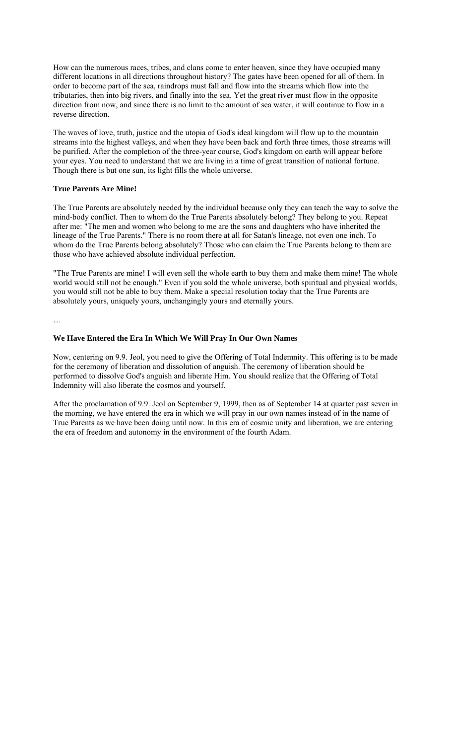How can the numerous races, tribes, and clans come to enter heaven, since they have occupied many different locations in all directions throughout history? The gates have been opened for all of them. In order to become part of the sea, raindrops must fall and flow into the streams which flow into the tributaries, then into big rivers, and finally into the sea. Yet the great river must flow in the opposite direction from now, and since there is no limit to the amount of sea water, it will continue to flow in a reverse direction.

The waves of love, truth, justice and the utopia of God's ideal kingdom will flow up to the mountain streams into the highest valleys, and when they have been back and forth three times, those streams will be purified. After the completion of the three-year course, God's kingdom on earth will appear before your eyes. You need to understand that we are living in a time of great transition of national fortune. Though there is but one sun, its light fills the whole universe.

**True Parents Are Mine!**

The True Parents are absolutely needed by the individual because only they can teach the way to solve the mind-body conflict. Then to whom do the True Parents absolutely belong? They belong to you. Repeat after me: "The men and women who belong to me are the sons and daughters who have inherited the lineage of the True Parents." There is no room there at all for Satan's lineage, not even one inch. To whom do the True Parents belong absolutely? Those who can claim the True Parents belong to them are those who have achieved absolute individual perfection.

"The True Parents are mine! I will even sell the whole earth to buy them and make them mine! The whole world would still not be enough." Even if you sold the whole universe, both spiritual and physical worlds, you would still not be able to buy them. Make a special resolution today that the True Parents are absolutely yours, uniquely yours, unchangingly yours and eternally yours.

…

**We Have Entered the Era In Which We Will Pray In Our Own Names**

Now, centering on 9.9. Jeol, you need to give the Offering of Total Indemnity. This offering is to be made for the ceremony of liberation and dissolution of anguish. The ceremony of liberation should be performed to dissolve God's anguish and liberate Him. You should realize that the Offering of Total Indemnity will also liberate the cosmos and yourself.

After the proclamation of 9.9. Jeol on September 9, 1999, then as of September 14 at quarter past seven in the morning, we have entered the era in which we will pray in our own names instead of in the name of True Parents as we have been doing until now. In this era of cosmic unity and liberation, we are entering the era of freedom and autonomy in the environment of the fourth Adam.